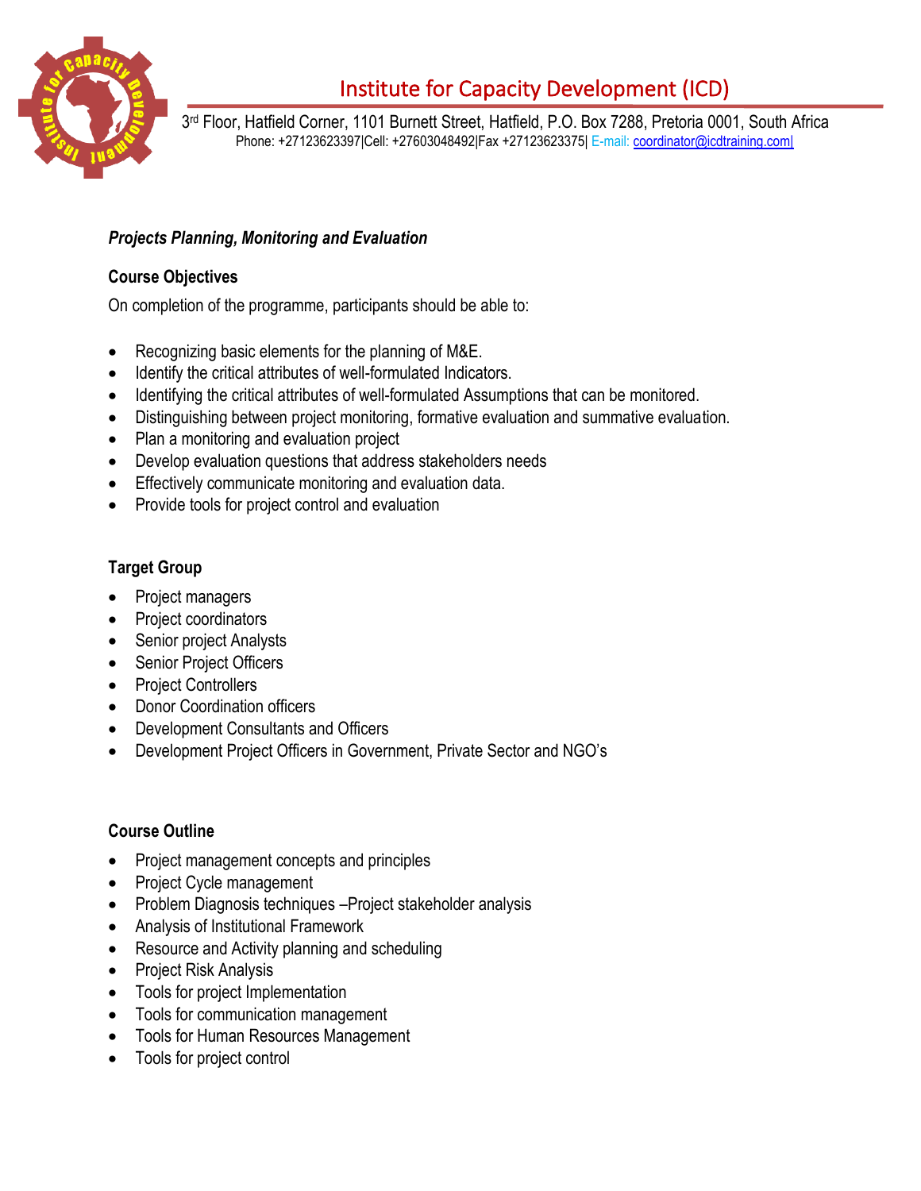# Institute for Capacity Development (ICD)

3rd Floor, Hatfield Corner, 1101 Burnett Street, Hatfield, P.O. Box 7288, Pretoria 0001, South Africa
Phone: +27123623397|Cell: +27603048492|Fax +27123623375| E-mail: coordinator@icdtraining.com|

***Projects Planning, Monitoring and Evaluation***

**Course Objectives**

On completion of the programme, participants should be able to:

- Recognizing basic elements for the planning of M&E.
- Identify the critical attributes of well-formulated Indicators.
- Identifying the critical attributes of well-formulated Assumptions that can be monitored.
- Distinguishing between project monitoring, formative evaluation and summative evaluation.
- Plan a monitoring and evaluation project
- Develop evaluation questions that address stakeholders needs
- Effectively communicate monitoring and evaluation data.
- Provide tools for project control and evaluation

**Target Group**

- Project managers
- Project coordinators
- Senior project Analysts
- Senior Project Officers
- Project Controllers
- Donor Coordination officers
- Development Consultants and Officers
- Development Project Officers in Government, Private Sector and NGO's

**Course Outline**

- Project management concepts and principles
- Project Cycle management
- Problem Diagnosis techniques –Project stakeholder analysis
- Analysis of Institutional Framework
- Resource and Activity planning and scheduling
- Project Risk Analysis
- Tools for project Implementation
- Tools for communication management
- Tools for Human Resources Management
- Tools for project control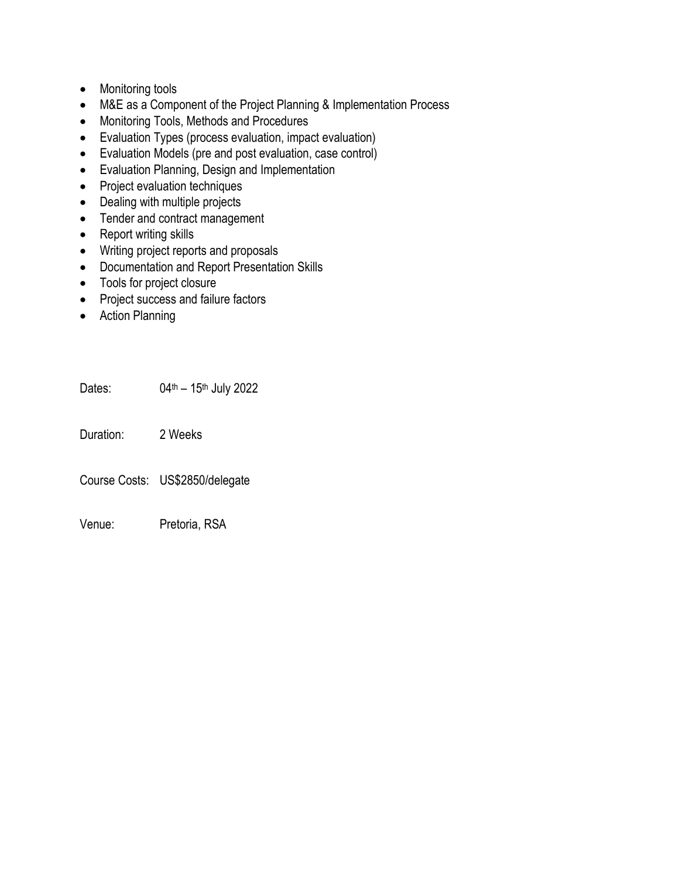- Monitoring tools
- M&E as a Component of the Project Planning & Implementation Process
- Monitoring Tools, Methods and Procedures
- Evaluation Types (process evaluation, impact evaluation)
- Evaluation Models (pre and post evaluation, case control)
- Evaluation Planning, Design and Implementation
- Project evaluation techniques
- Dealing with multiple projects
- Tender and contract management
- Report writing skills
- Writing project reports and proposals
- Documentation and Report Presentation Skills
- Tools for project closure
- Project success and failure factors
- Action Planning

Dates: 04th – 15th July 2022

Duration: 2 Weeks

Course Costs: US$2850/delegate

Venue: Pretoria, RSA